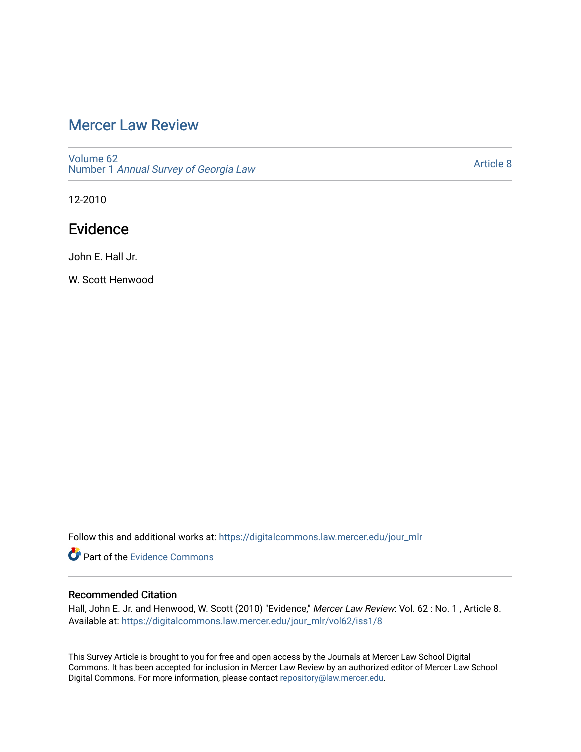# Mercer Law Review

Volume 62
Number 1 *Annual Survey of Georgia Law*

Article 8

12-2010

## Evidence

John E. Hall Jr.

W. Scott Henwood

Follow this and additional works at: https://digitalcommons.law.mercer.edu/jour_mlr

Part of the Evidence Commons

### Recommended Citation

Hall, John E. Jr. and Henwood, W. Scott (2010) "Evidence," *Mercer Law Review*: Vol. 62 : No. 1 , Article 8.
Available at: https://digitalcommons.law.mercer.edu/jour_mlr/vol62/iss1/8

This Survey Article is brought to you for free and open access by the Journals at Mercer Law School Digital Commons. It has been accepted for inclusion in Mercer Law Review by an authorized editor of Mercer Law School Digital Commons. For more information, please contact repository@law.mercer.edu.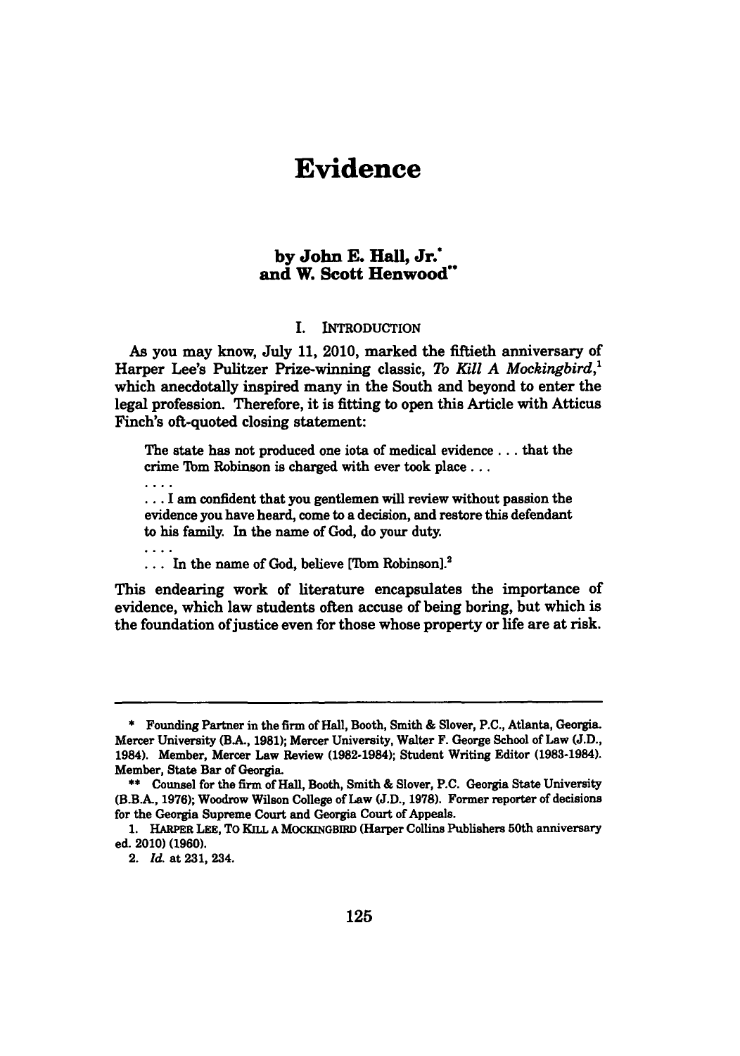# Evidence

**by John E. Hall, Jr.[*]**
**and W. Scott Henwood[**]**

## I. INTRODUCTION

As you may know, July 11, 2010, marked the fiftieth anniversary of Harper Lee's Pulitzer Prize-winning classic, *To Kill A Mockingbird*,[1] which anecdotally inspired many in the South and beyond to enter the legal profession. Therefore, it is fitting to open this Article with Atticus Finch's oft-quoted closing statement:

> The state has not produced one iota of medical evidence . . . that the crime Tom Robinson is charged with ever took place . . .
>
> . . . .
>
> . . . I am confident that you gentlemen will review without passion the evidence you have heard, come to a decision, and restore this defendant to his family. In the name of God, do your duty.
>
> . . . .
>
> . . . In the name of God, believe [Tom Robinson].[2]

This endearing work of literature encapsulates the importance of evidence, which law students often accuse of being boring, but which is the foundation of justice even for those whose property or life are at risk.

---

\* Founding Partner in the firm of Hall, Booth, Smith & Slover, P.C., Atlanta, Georgia. Mercer University (B.A., 1981); Mercer University, Walter F. George School of Law (J.D., 1984). Member, Mercer Law Review (1982-1984); Student Writing Editor (1983-1984). Member, State Bar of Georgia.

\*\* Counsel for the firm of Hall, Booth, Smith & Slover, P.C. Georgia State University (B.B.A., 1976); Woodrow Wilson College of Law (J.D., 1978). Former reporter of decisions for the Georgia Supreme Court and Georgia Court of Appeals.

1. HARPER LEE, TO KILL A MOCKINGBIRD (Harper Collins Publishers 50th anniversary ed. 2010) (1960).

2. *Id.* at 231, 234.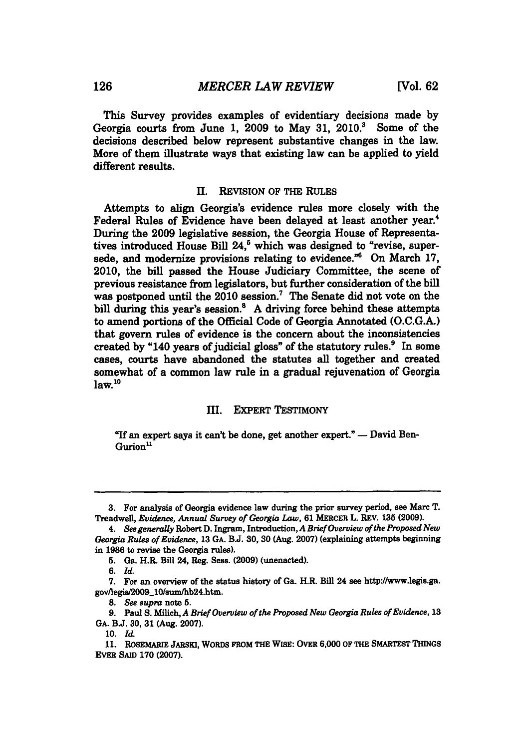This Survey provides examples of evidentiary decisions made by Georgia courts from June 1, 2009 to May 31, 2010.[3] Some of the decisions described below represent substantive changes in the law. More of them illustrate ways that existing law can be applied to yield different results.

## II. REVISION OF THE RULES

Attempts to align Georgia's evidence rules more closely with the Federal Rules of Evidence have been delayed at least another year.[4] During the 2009 legislative session, the Georgia House of Representatives introduced House Bill 24,[5] which was designed to "revise, supersede, and modernize provisions relating to evidence."[6] On March 17, 2010, the bill passed the House Judiciary Committee, the scene of previous resistance from legislators, but further consideration of the bill was postponed until the 2010 session.[7] The Senate did not vote on the bill during this year's session.[8] A driving force behind these attempts to amend portions of the Official Code of Georgia Annotated (O.C.G.A.) that govern rules of evidence is the concern about the inconsistencies created by "140 years of judicial gloss" of the statutory rules.[9] In some cases, courts have abandoned the statutes all together and created somewhat of a common law rule in a gradual rejuvenation of Georgia law.[10]

## III. EXPERT TESTIMONY

"If an expert says it can't be done, get another expert." — David Ben-Gurion[11]

---

3. For analysis of Georgia evidence law during the prior survey period, see Marc T. Treadwell, *Evidence, Annual Survey of Georgia Law*, 61 MERCER L. REV. 135 (2009).

4. *See generally* Robert D. Ingram, Introduction, *A Brief Overview of the Proposed New Georgia Rules of Evidence*, 13 GA. B.J. 30, 30 (Aug. 2007) (explaining attempts beginning in 1986 to revise the Georgia rules).

5. Ga. H.R. Bill 24, Reg. Sess. (2009) (unenacted).

6. *Id.*

7. For an overview of the status history of Ga. H.R. Bill 24 see http://www.legis.ga.gov/legis/2009_10/sum/hb24.htm.

8. *See supra* note 5.

9. Paul S. Milich, *A Brief Overview of the Proposed New Georgia Rules of Evidence*, 13 GA. B.J. 30, 31 (Aug. 2007).

10. *Id.*

11. ROSEMARIE JARSKI, WORDS FROM THE WISE: OVER 6,000 OF THE SMARTEST THINGS EVER SAID 170 (2007).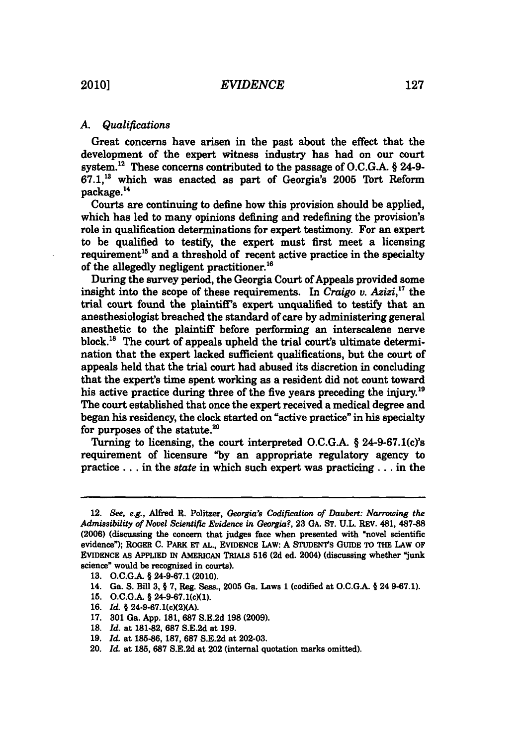### *A. Qualifications*

Great concerns have arisen in the past about the effect that the development of the expert witness industry has had on our court system.[12] These concerns contributed to the passage of O.C.G.A. § 24-9-67.1,[13] which was enacted as part of Georgia's 2005 Tort Reform package.[14]

Courts are continuing to define how this provision should be applied, which has led to many opinions defining and redefining the provision's role in qualification determinations for expert testimony. For an expert to be qualified to testify, the expert must first meet a licensing requirement[15] and a threshold of recent active practice in the specialty of the allegedly negligent practitioner.[16]

During the survey period, the Georgia Court of Appeals provided some insight into the scope of these requirements. In *Craigo v. Azizi*,[17] the trial court found the plaintiff's expert unqualified to testify that an anesthesiologist breached the standard of care by administering general anesthetic to the plaintiff before performing an interscalene nerve block.[18] The court of appeals upheld the trial court's ultimate determination that the expert lacked sufficient qualifications, but the court of appeals held that the trial court had abused its discretion in concluding that the expert's time spent working as a resident did not count toward his active practice during three of the five years preceding the injury.[19] The court established that once the expert received a medical degree and began his residency, the clock started on "active practice" in his specialty for purposes of the statute.[20]

Turning to licensing, the court interpreted O.C.G.A. § 24-9-67.1(c)'s requirement of licensure "by an appropriate regulatory agency to practice . . . in the *state* in which such expert was practicing . . . in the

---

12. *See, e.g.*, Alfred R. Politzer, *Georgia's Codification of Daubert: Narrowing the Admissibility of Novel Scientific Evidence in Georgia?*, 23 GA. ST. U.L. REV. 481, 487-88 (2006) (discussing the concern that judges face when presented with "novel scientific evidence"); ROGER C. PARK ET AL., EVIDENCE LAW: A STUDENT'S GUIDE TO THE LAW OF EVIDENCE AS APPLIED IN AMERICAN TRIALS 516 (2d ed. 2004) (discussing whether "junk science" would be recognized in courts).

13. O.C.G.A. § 24-9-67.1 (2010).

14. Ga. S. Bill 3, § 7, Reg. Sess., 2005 Ga. Laws 1 (codified at O.C.G.A. § 24 9-67.1).

15. O.C.G.A. § 24-9-67.1(c)(1).

16. *Id.* § 24-9-67.1(c)(2)(A).

17. 301 Ga. App. 181, 687 S.E.2d 198 (2009).

18. *Id.* at 181-82, 687 S.E.2d at 199.

19. *Id.* at 185-86, 187, 687 S.E.2d at 202-03.

20. *Id.* at 185, 687 S.E.2d at 202 (internal quotation marks omitted).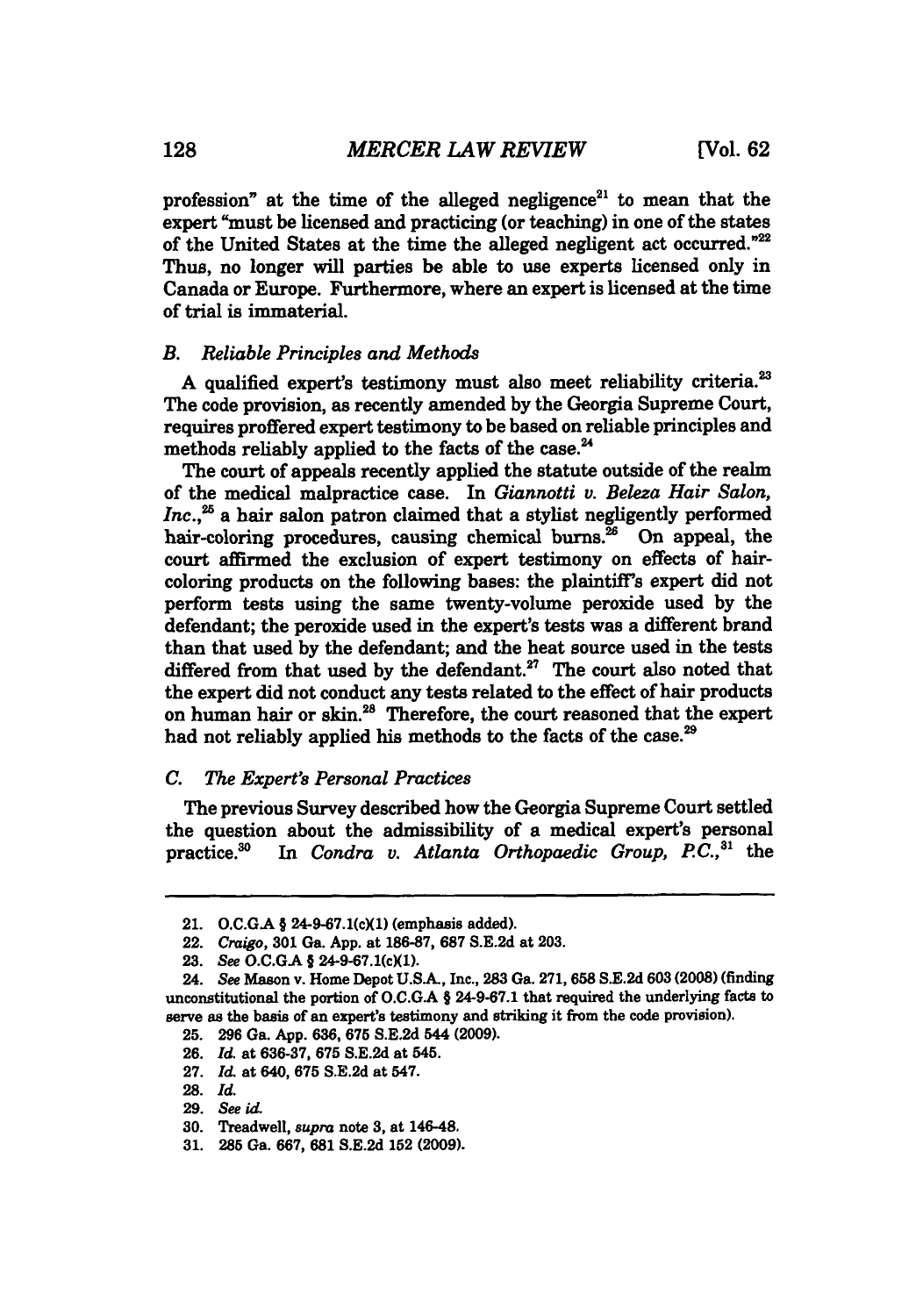profession" at the time of the alleged negligence[21] to mean that the expert "must be licensed and practicing (or teaching) in one of the states of the United States at the time the alleged negligent act occurred."[22] Thus, no longer will parties be able to use experts licensed only in Canada or Europe. Furthermore, where an expert is licensed at the time of trial is immaterial.

### *B. Reliable Principles and Methods*

A qualified expert's testimony must also meet reliability criteria.[23] The code provision, as recently amended by the Georgia Supreme Court, requires proffered expert testimony to be based on reliable principles and methods reliably applied to the facts of the case.[24]

The court of appeals recently applied the statute outside of the realm of the medical malpractice case. In *Giannotti v. Beleza Hair Salon, Inc.*,[25] a hair salon patron claimed that a stylist negligently performed hair-coloring procedures, causing chemical burns.[26] On appeal, the court affirmed the exclusion of expert testimony on effects of hair-coloring products on the following bases: the plaintiff's expert did not perform tests using the same twenty-volume peroxide used by the defendant; the peroxide used in the expert's tests was a different brand than that used by the defendant; and the heat source used in the tests differed from that used by the defendant.[27] The court also noted that the expert did not conduct any tests related to the effect of hair products on human hair or skin.[28] Therefore, the court reasoned that the expert had not reliably applied his methods to the facts of the case.[29]

### *C. The Expert's Personal Practices*

The previous Survey described how the Georgia Supreme Court settled the question about the admissibility of a medical expert's personal practice.[30] In *Condra v. Atlanta Orthopaedic Group, P.C.*,[31] the

---

21. O.C.G.A § 24-9-67.1(c)(1) (emphasis added).

22. *Craigo*, 301 Ga. App. at 186-87, 687 S.E.2d at 203.

23. *See* O.C.G.A § 24-9-67.1(c)(1).

24. *See* Mason v. Home Depot U.S.A., Inc., 283 Ga. 271, 658 S.E.2d 603 (2008) (finding unconstitutional the portion of O.C.G.A § 24-9-67.1 that required the underlying facts to serve as the basis of an expert's testimony and striking it from the code provision).

25. 296 Ga. App. 636, 675 S.E.2d 544 (2009).

26. *Id.* at 636-37, 675 S.E.2d at 545.

27. *Id.* at 640, 675 S.E.2d at 547.

28. *Id.*

29. *See id.*

30. Treadwell, *supra* note 3, at 146-48.

31. 285 Ga. 667, 681 S.E.2d 152 (2009).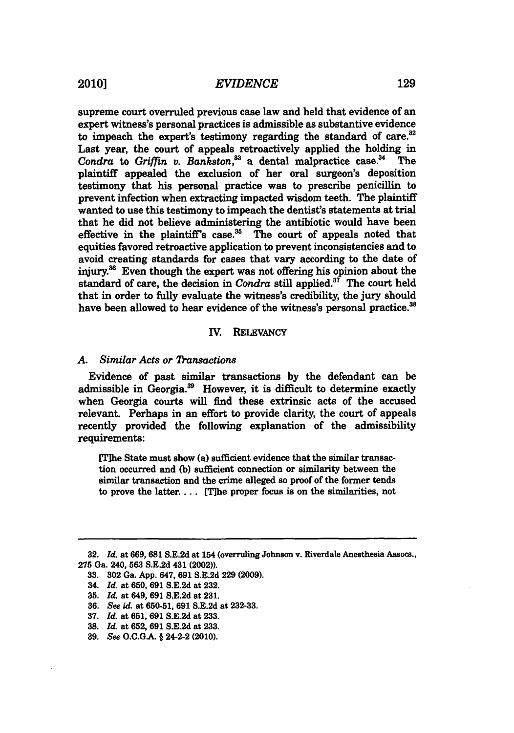supreme court overruled previous case law and held that evidence of an expert witness's personal practices is admissible as substantive evidence to impeach the expert's testimony regarding the standard of care.[32] Last year, the court of appeals retroactively applied the holding in *Condra* to *Griffin v. Bankston*,[33] a dental malpractice case.[34] The plaintiff appealed the exclusion of her oral surgeon's deposition testimony that his personal practice was to prescribe penicillin to prevent infection when extracting impacted wisdom teeth. The plaintiff wanted to use this testimony to impeach the dentist's statements at trial that he did not believe administering the antibiotic would have been effective in the plaintiff's case.[35] The court of appeals noted that equities favored retroactive application to prevent inconsistencies and to avoid creating standards for cases that vary according to the date of injury.[36] Even though the expert was not offering his opinion about the standard of care, the decision in *Condra* still applied.[37] The court held that in order to fully evaluate the witness's credibility, the jury should have been allowed to hear evidence of the witness's personal practice.[38]

## IV. RELEVANCY

### A. *Similar Acts or Transactions*

Evidence of past similar transactions by the defendant can be admissible in Georgia.[39] However, it is difficult to determine exactly when Georgia courts will find these extrinsic acts of the accused relevant. Perhaps in an effort to provide clarity, the court of appeals recently provided the following explanation of the admissibility requirements:

> [T]he State must show (a) sufficient evidence that the similar transaction occurred and (b) sufficient connection or similarity between the similar transaction and the crime alleged so proof of the former tends to prove the latter. . . . [T]he proper focus is on the similarities, not

---

32. *Id.* at 669, 681 S.E.2d at 154 (overruling Johnson v. Riverdale Anesthesia Assocs., 275 Ga. 240, 563 S.E.2d 431 (2002)).

33. 302 Ga. App. 647, 691 S.E.2d 229 (2009).

34. *Id.* at 650, 691 S.E.2d at 232.

35. *Id.* at 649, 691 S.E.2d at 231.

36. *See id.* at 650-51, 691 S.E.2d at 232-33.

37. *Id.* at 651, 691 S.E.2d at 233.

38. *Id.* at 652, 691 S.E.2d at 233.

39. *See* O.C.G.A. § 24-2-2 (2010).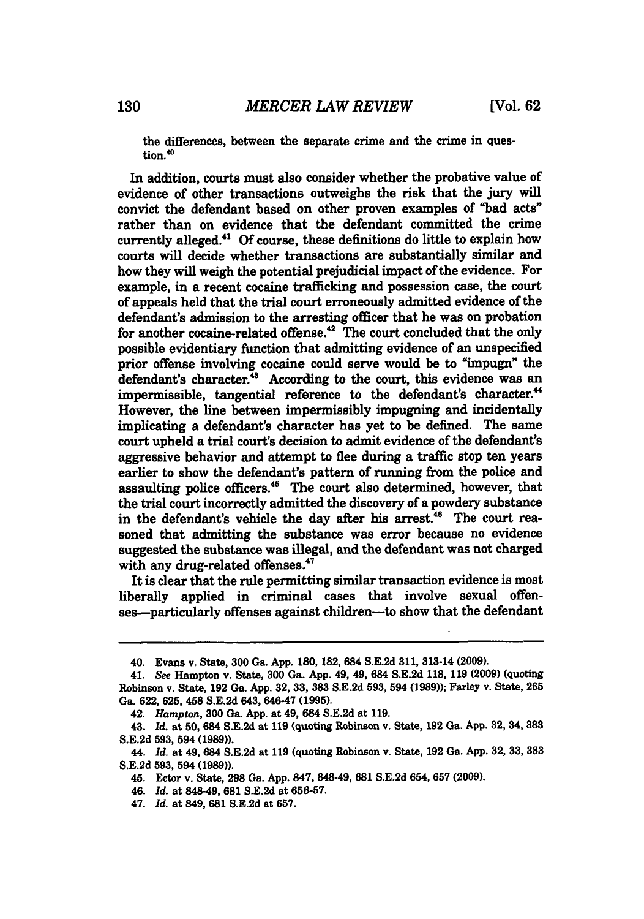the differences, between the separate crime and the crime in question.[40]

In addition, courts must also consider whether the probative value of evidence of other transactions outweighs the risk that the jury will convict the defendant based on other proven examples of "bad acts" rather than on evidence that the defendant committed the crime currently alleged.[41] Of course, these definitions do little to explain how courts will decide whether transactions are substantially similar and how they will weigh the potential prejudicial impact of the evidence. For example, in a recent cocaine trafficking and possession case, the court of appeals held that the trial court erroneously admitted evidence of the defendant's admission to the arresting officer that he was on probation for another cocaine-related offense.[42] The court concluded that the only possible evidentiary function that admitting evidence of an unspecified prior offense involving cocaine could serve would be to "impugn" the defendant's character.[43] According to the court, this evidence was an impermissible, tangential reference to the defendant's character.[44] However, the line between impermissibly impugning and incidentally implicating a defendant's character has yet to be defined. The same court upheld a trial court's decision to admit evidence of the defendant's aggressive behavior and attempt to flee during a traffic stop ten years earlier to show the defendant's pattern of running from the police and assaulting police officers.[45] The court also determined, however, that the trial court incorrectly admitted the discovery of a powdery substance in the defendant's vehicle the day after his arrest.[46] The court reasoned that admitting the substance was error because no evidence suggested the substance was illegal, and the defendant was not charged with any drug-related offenses.[47]

It is clear that the rule permitting similar transaction evidence is most liberally applied in criminal cases that involve sexual offenses—particularly offenses against children—to show that the defendant

---

40. Evans v. State, 300 Ga. App. 180, 182, 684 S.E.2d 311, 313-14 (2009).

41. *See* Hampton v. State, 300 Ga. App. 49, 49, 684 S.E.2d 118, 119 (2009) (quoting Robinson v. State, 192 Ga. App. 32, 33, 383 S.E.2d 593, 594 (1989)); Farley v. State, 265 Ga. 622, 625, 458 S.E.2d 643, 646-47 (1995).

42. *Hampton*, 300 Ga. App. at 49, 684 S.E.2d at 119.

43. *Id.* at 50, 684 S.E.2d at 119 (quoting Robinson v. State, 192 Ga. App. 32, 34, 383 S.E.2d 593, 594 (1989)).

44. *Id.* at 49, 684 S.E.2d at 119 (quoting Robinson v. State, 192 Ga. App. 32, 33, 383 S.E.2d 593, 594 (1989)).

45. Ector v. State, 298 Ga. App. 847, 848-49, 681 S.E.2d 654, 657 (2009).

46. *Id.* at 848-49, 681 S.E.2d at 656-57.

47. *Id.* at 849, 681 S.E.2d at 657.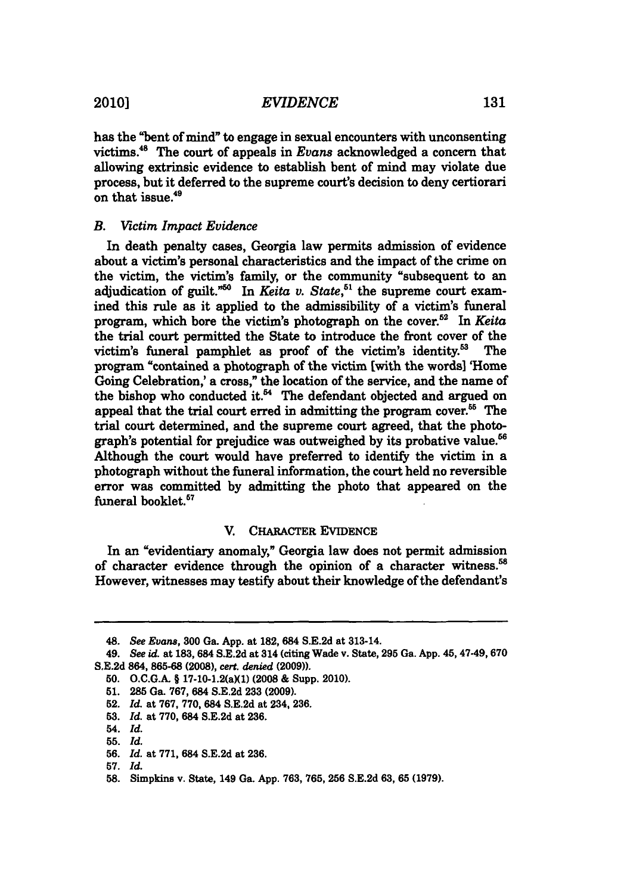has the "bent of mind" to engage in sexual encounters with unconsenting victims.[48] The court of appeals in *Evans* acknowledged a concern that allowing extrinsic evidence to establish bent of mind may violate due process, but it deferred to the supreme court's decision to deny certiorari on that issue.[49]

### B. *Victim Impact Evidence*

In death penalty cases, Georgia law permits admission of evidence about a victim's personal characteristics and the impact of the crime on the victim, the victim's family, or the community "subsequent to an adjudication of guilt."[50] In *Keita v. State*,[51] the supreme court examined this rule as it applied to the admissibility of a victim's funeral program, which bore the victim's photograph on the cover.[52] In *Keita* the trial court permitted the State to introduce the front cover of the victim's funeral pamphlet as proof of the victim's identity.[53] The program "contained a photograph of the victim [with the words] 'Home Going Celebration,' a cross," the location of the service, and the name of the bishop who conducted it.[54] The defendant objected and argued on appeal that the trial court erred in admitting the program cover.[55] The trial court determined, and the supreme court agreed, that the photograph's potential for prejudice was outweighed by its probative value.[56] Although the court would have preferred to identify the victim in a photograph without the funeral information, the court held no reversible error was committed by admitting the photo that appeared on the funeral booklet.[57]

## V. CHARACTER EVIDENCE

In an "evidentiary anomaly," Georgia law does not permit admission of character evidence through the opinion of a character witness.[58] However, witnesses may testify about their knowledge of the defendant's

---

48. *See Evans*, 300 Ga. App. at 182, 684 S.E.2d at 313-14.

49. *See id.* at 183, 684 S.E.2d at 314 (citing Wade v. State, 295 Ga. App. 45, 47-49, 670 S.E.2d 864, 865-68 (2008), *cert. denied* (2009)).

50. O.C.G.A. § 17-10-1.2(a)(1) (2008 & Supp. 2010).

51. 285 Ga. 767, 684 S.E.2d 233 (2009).

52. *Id.* at 767, 770, 684 S.E.2d at 234, 236.

53. *Id.* at 770, 684 S.E.2d at 236.

54. *Id.*

55. *Id.*

56. *Id.* at 771, 684 S.E.2d at 236.

57. *Id.*

58. Simpkins v. State, 149 Ga. App. 763, 765, 256 S.E.2d 63, 65 (1979).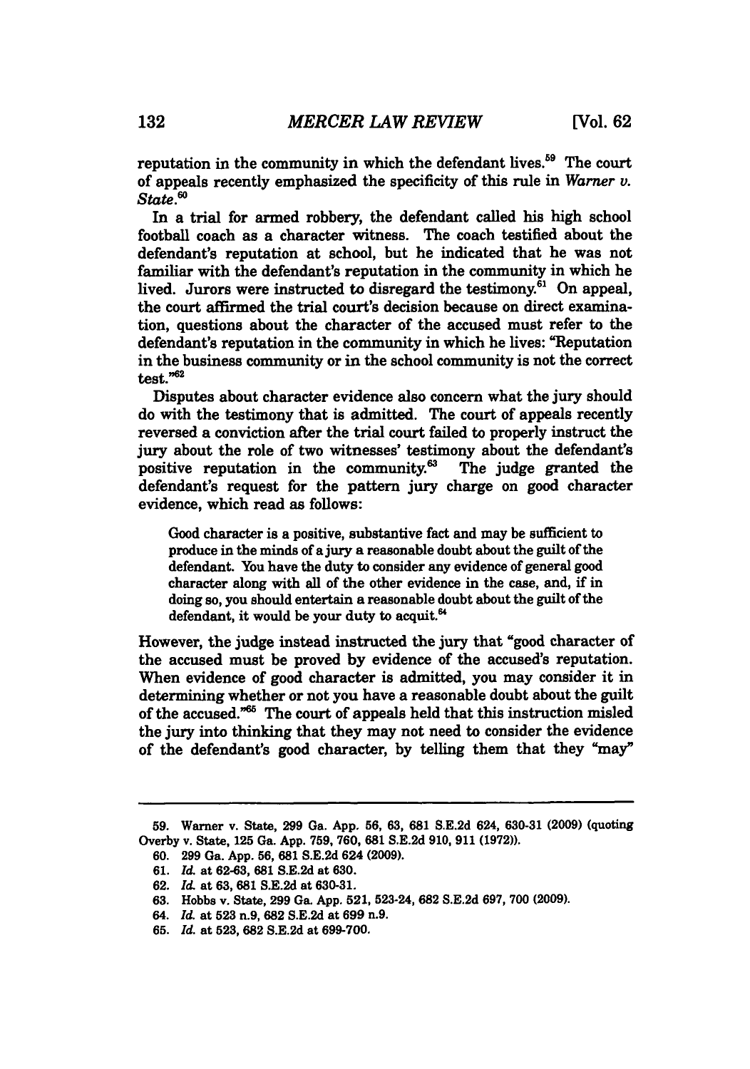reputation in the community in which the defendant lives.[59] The court of appeals recently emphasized the specificity of this rule in *Warner v. State*.[60]

In a trial for armed robbery, the defendant called his high school football coach as a character witness. The coach testified about the defendant's reputation at school, but he indicated that he was not familiar with the defendant's reputation in the community in which he lived. Jurors were instructed to disregard the testimony.[61] On appeal, the court affirmed the trial court's decision because on direct examination, questions about the character of the accused must refer to the defendant's reputation in the community in which he lives: "Reputation in the business community or in the school community is not the correct test."[62]

Disputes about character evidence also concern what the jury should do with the testimony that is admitted. The court of appeals recently reversed a conviction after the trial court failed to properly instruct the jury about the role of two witnesses' testimony about the defendant's positive reputation in the community.[63] The judge granted the defendant's request for the pattern jury charge on good character evidence, which read as follows:

> Good character is a positive, substantive fact and may be sufficient to produce in the minds of a jury a reasonable doubt about the guilt of the defendant. You have the duty to consider any evidence of general good character along with all of the other evidence in the case, and, if in doing so, you should entertain a reasonable doubt about the guilt of the defendant, it would be your duty to acquit.[64]

However, the judge instead instructed the jury that "good character of the accused must be proved by evidence of the accused's reputation. When evidence of good character is admitted, you may consider it in determining whether or not you have a reasonable doubt about the guilt of the accused."[65] The court of appeals held that this instruction misled the jury into thinking that they may not need to consider the evidence of the defendant's good character, by telling them that they "may"

---

59. Warner v. State, 299 Ga. App. 56, 63, 681 S.E.2d 624, 630-31 (2009) (quoting Overby v. State, 125 Ga. App. 759, 760, 681 S.E.2d 910, 911 (1972)).

60. 299 Ga. App. 56, 681 S.E.2d 624 (2009).

61. *Id.* at 62-63, 681 S.E.2d at 630.

62. *Id.* at 63, 681 S.E.2d at 630-31.

63. Hobbs v. State, 299 Ga. App. 521, 523-24, 682 S.E.2d 697, 700 (2009).

64. *Id.* at 523 n.9, 682 S.E.2d at 699 n.9.

65. *Id.* at 523, 682 S.E.2d at 699-700.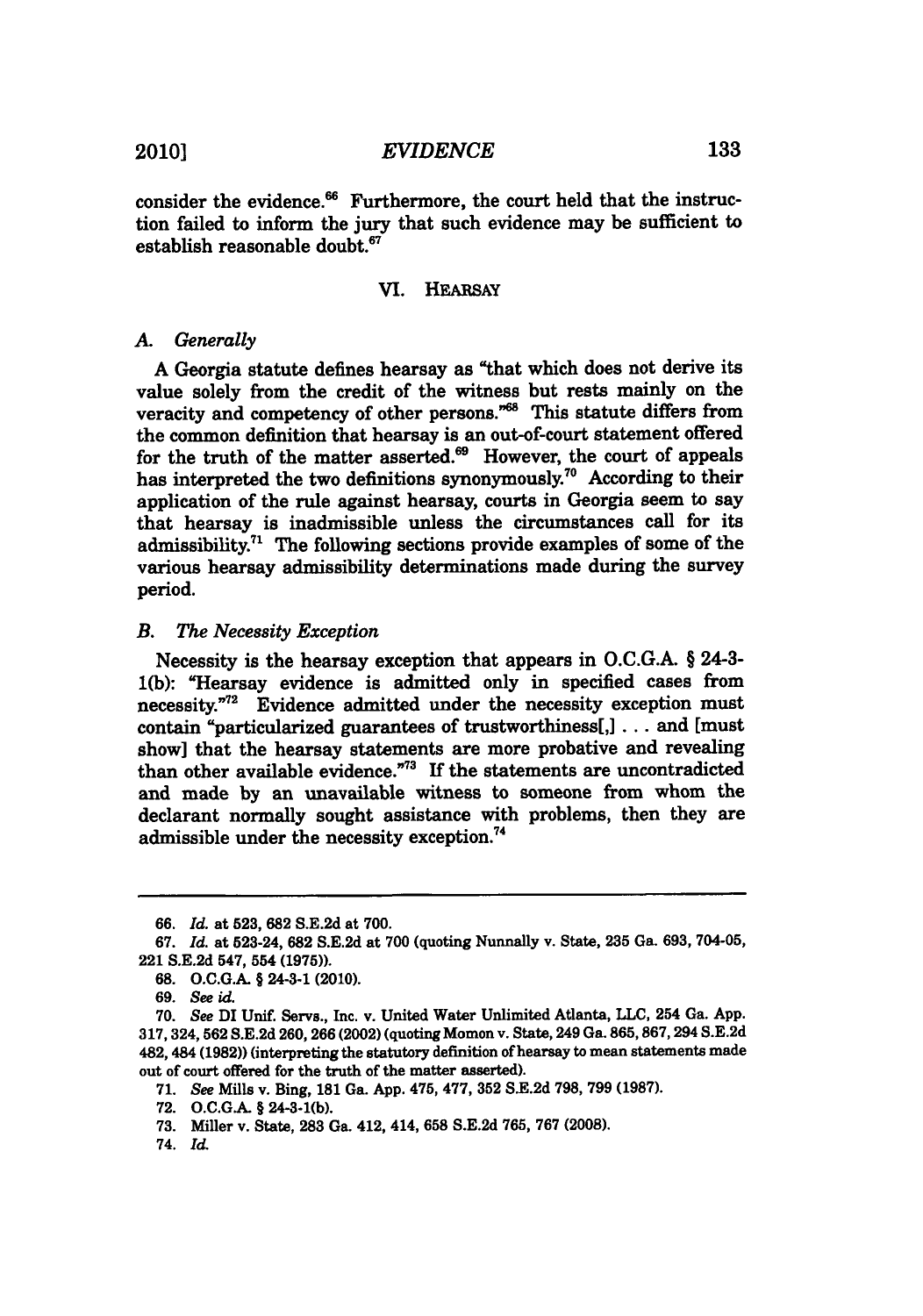consider the evidence.[66] Furthermore, the court held that the instruction failed to inform the jury that such evidence may be sufficient to establish reasonable doubt.[67]

## VI. HEARSAY

### A. *Generally*

A Georgia statute defines hearsay as "that which does not derive its value solely from the credit of the witness but rests mainly on the veracity and competency of other persons."[68] This statute differs from the common definition that hearsay is an out-of-court statement offered for the truth of the matter asserted.[69] However, the court of appeals has interpreted the two definitions synonymously.[70] According to their application of the rule against hearsay, courts in Georgia seem to say that hearsay is inadmissible unless the circumstances call for its admissibility.[71] The following sections provide examples of some of the various hearsay admissibility determinations made during the survey period.

### B. *The Necessity Exception*

Necessity is the hearsay exception that appears in O.C.G.A. § 24-3-1(b): "Hearsay evidence is admitted only in specified cases from necessity."[72] Evidence admitted under the necessity exception must contain "particularized guarantees of trustworthiness[,] . . . and [must show] that the hearsay statements are more probative and revealing than other available evidence."[73] If the statements are uncontradicted and made by an unavailable witness to someone from whom the declarant normally sought assistance with problems, then they are admissible under the necessity exception.[74]

---

66. *Id.* at 523, 682 S.E.2d at 700.

67. *Id.* at 523-24, 682 S.E.2d at 700 (quoting Nunnally v. State, 235 Ga. 693, 704-05, 221 S.E.2d 547, 554 (1975)).

68. O.C.G.A. § 24-3-1 (2010).

69. *See id.*

70. *See* DI Unif. Servs., Inc. v. United Water Unlimited Atlanta, LLC, 254 Ga. App. 317, 324, 562 S.E.2d 260, 266 (2002) (quoting Momon v. State, 249 Ga. 865, 867, 294 S.E.2d 482, 484 (1982)) (interpreting the statutory definition of hearsay to mean statements made out of court offered for the truth of the matter asserted).

71. *See* Mills v. Bing, 181 Ga. App. 475, 477, 352 S.E.2d 798, 799 (1987).

72. O.C.G.A. § 24-3-1(b).

73. Miller v. State, 283 Ga. 412, 414, 658 S.E.2d 765, 767 (2008).

74. *Id.*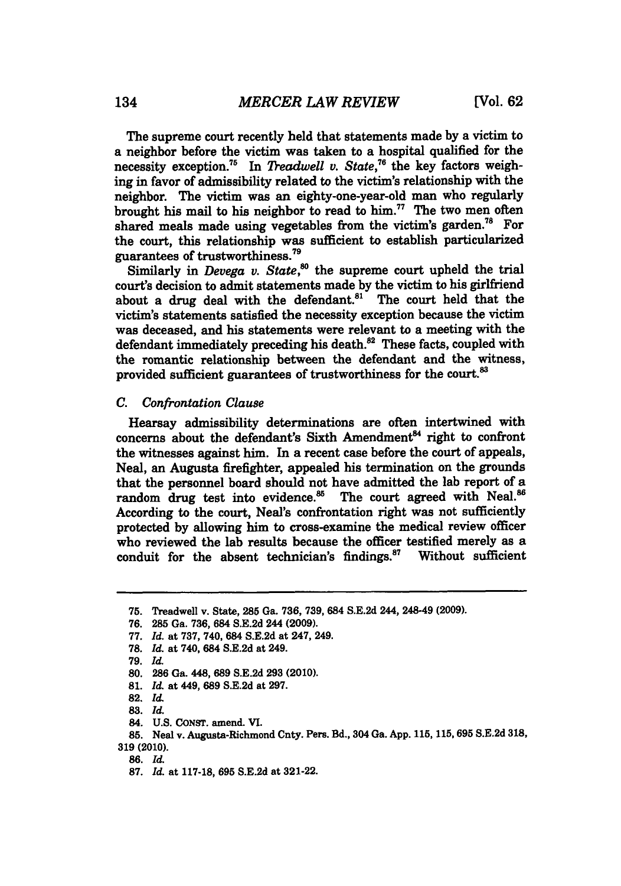The supreme court recently held that statements made by a victim to a neighbor before the victim was taken to a hospital qualified for the necessity exception.[75] In *Treadwell v. State*,[76] the key factors weighing in favor of admissibility related to the victim's relationship with the neighbor. The victim was an eighty-one-year-old man who regularly brought his mail to his neighbor to read to him.[77] The two men often shared meals made using vegetables from the victim's garden.[78] For the court, this relationship was sufficient to establish particularized guarantees of trustworthiness.[79]

Similarly in *Devega v. State*,[80] the supreme court upheld the trial court's decision to admit statements made by the victim to his girlfriend about a drug deal with the defendant.[81] The court held that the victim's statements satisfied the necessity exception because the victim was deceased, and his statements were relevant to a meeting with the defendant immediately preceding his death.[82] These facts, coupled with the romantic relationship between the defendant and the witness, provided sufficient guarantees of trustworthiness for the court.[83]

### C. *Confrontation Clause*

Hearsay admissibility determinations are often intertwined with concerns about the defendant's Sixth Amendment[84] right to confront the witnesses against him. In a recent case before the court of appeals, Neal, an Augusta firefighter, appealed his termination on the grounds that the personnel board should not have admitted the lab report of a random drug test into evidence.[85] The court agreed with Neal.[86] According to the court, Neal's confrontation right was not sufficiently protected by allowing him to cross-examine the medical review officer who reviewed the lab results because the officer testified merely as a conduit for the absent technician's findings.[87] Without sufficient

---

75. Treadwell v. State, 285 Ga. 736, 739, 684 S.E.2d 244, 248-49 (2009).
76. 285 Ga. 736, 684 S.E.2d 244 (2009).
77. *Id.* at 737, 740, 684 S.E.2d at 247, 249.
78. *Id.* at 740, 684 S.E.2d at 249.
79. *Id.*
80. 286 Ga. 448, 689 S.E.2d 293 (2010).
81. *Id.* at 449, 689 S.E.2d at 297.
82. *Id.*
83. *Id.*
84. U.S. CONST. amend. VI.
85. Neal v. Augusta-Richmond Cnty. Pers. Bd., 304 Ga. App. 115, 115, 695 S.E.2d 318, 319 (2010).
86. *Id.*
87. *Id.* at 117-18, 695 S.E.2d at 321-22.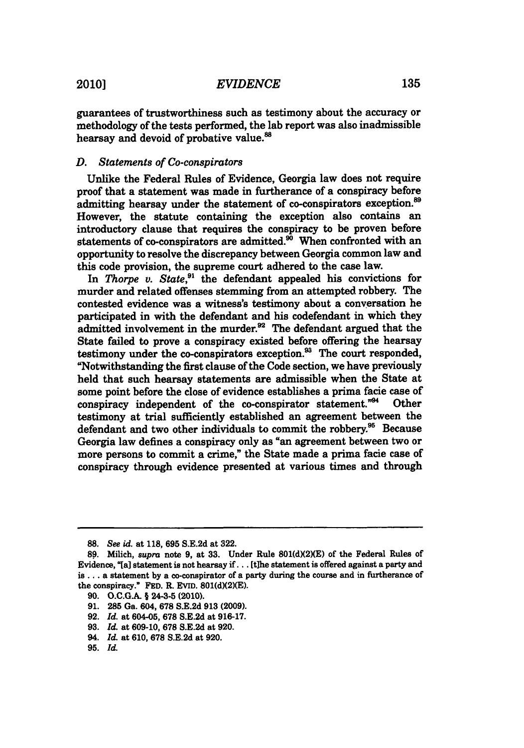guarantees of trustworthiness such as testimony about the accuracy or methodology of the tests performed, the lab report was also inadmissible hearsay and devoid of probative value.[88]

### *D. Statements of Co-conspirators*

Unlike the Federal Rules of Evidence, Georgia law does not require proof that a statement was made in furtherance of a conspiracy before admitting hearsay under the statement of co-conspirators exception.[89] However, the statute containing the exception also contains an introductory clause that requires the conspiracy to be proven before statements of co-conspirators are admitted.[90] When confronted with an opportunity to resolve the discrepancy between Georgia common law and this code provision, the supreme court adhered to the case law.

In *Thorpe v. State*,[91] the defendant appealed his convictions for murder and related offenses stemming from an attempted robbery. The contested evidence was a witness's testimony about a conversation he participated in with the defendant and his codefendant in which they admitted involvement in the murder.[92] The defendant argued that the State failed to prove a conspiracy existed before offering the hearsay testimony under the co-conspirators exception.[93] The court responded, "Notwithstanding the first clause of the Code section, we have previously held that such hearsay statements are admissible when the State at some point before the close of evidence establishes a prima facie case of conspiracy independent of the co-conspirator statement."[94] Other testimony at trial sufficiently established an agreement between the defendant and two other individuals to commit the robbery.[95] Because Georgia law defines a conspiracy only as "an agreement between two or more persons to commit a crime," the State made a prima facie case of conspiracy through evidence presented at various times and through

---

88. *See id.* at 118, 695 S.E.2d at 322.

89. Milich, *supra* note 9, at 33. Under Rule 801(d)(2)(E) of the Federal Rules of Evidence, "[a] statement is not hearsay if . . . [t]he statement is offered against a party and is . . . a statement by a co-conspirator of a party during the course and in furtherance of the conspiracy." FED. R. EVID. 801(d)(2)(E).

90. O.C.G.A. § 24-3-5 (2010).

91. 285 Ga. 604, 678 S.E.2d 913 (2009).

92. *Id.* at 604-05, 678 S.E.2d at 916-17.

93. *Id.* at 609-10, 678 S.E.2d at 920.

94. *Id.* at 610, 678 S.E.2d at 920.

95. *Id.*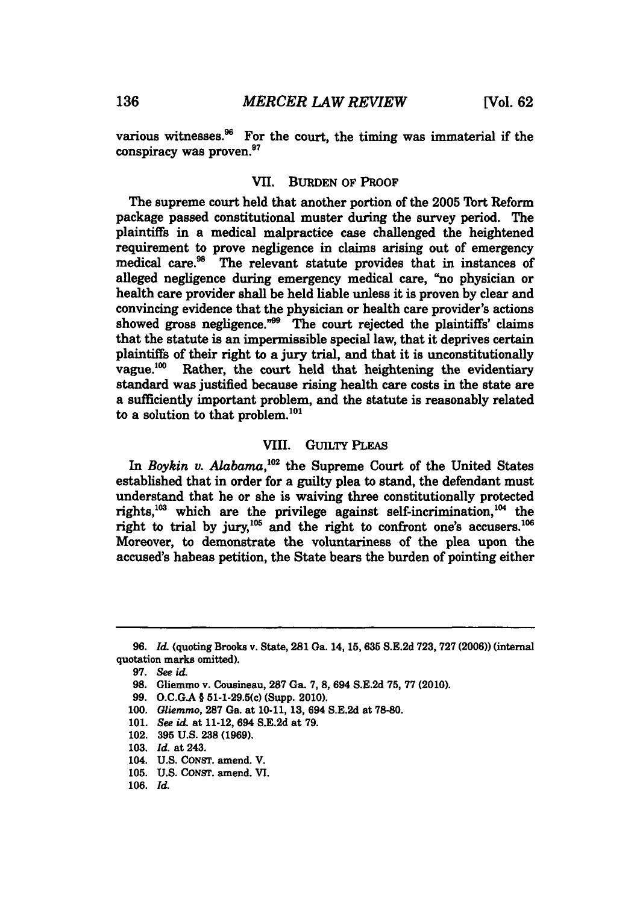various witnesses.[96] For the court, the timing was immaterial if the conspiracy was proven.[97]

## VII. BURDEN OF PROOF

The supreme court held that another portion of the 2005 Tort Reform package passed constitutional muster during the survey period. The plaintiffs in a medical malpractice case challenged the heightened requirement to prove negligence in claims arising out of emergency medical care.[98] The relevant statute provides that in instances of alleged negligence during emergency medical care, "no physician or health care provider shall be held liable unless it is proven by clear and convincing evidence that the physician or health care provider's actions showed gross negligence."[99] The court rejected the plaintiffs' claims that the statute is an impermissible special law, that it deprives certain plaintiffs of their right to a jury trial, and that it is unconstitutionally vague.[100] Rather, the court held that heightening the evidentiary standard was justified because rising health care costs in the state are a sufficiently important problem, and the statute is reasonably related to a solution to that problem.[101]

## VIII. GUILTY PLEAS

In *Boykin v. Alabama*,[102] the Supreme Court of the United States established that in order for a guilty plea to stand, the defendant must understand that he or she is waiving three constitutionally protected rights,[103] which are the privilege against self-incrimination,[104] the right to trial by jury,[105] and the right to confront one's accusers.[106] Moreover, to demonstrate the voluntariness of the plea upon the accused's habeas petition, the State bears the burden of pointing either

---

96. *Id.* (quoting Brooks v. State, 281 Ga. 14, 15, 635 S.E.2d 723, 727 (2006)) (internal quotation marks omitted).

97. *See id.*

98. Gliemmo v. Cousineau, 287 Ga. 7, 8, 694 S.E.2d 75, 77 (2010).

99. O.C.G.A § 51-1-29.5(c) (Supp. 2010).

100. *Gliemmo*, 287 Ga. at 10-11, 13, 694 S.E.2d at 78-80.

101. *See id.* at 11-12, 694 S.E.2d at 79.

102. 395 U.S. 238 (1969).

103. *Id.* at 243.

104. U.S. CONST. amend. V.

105. U.S. CONST. amend. VI.

106. *Id.*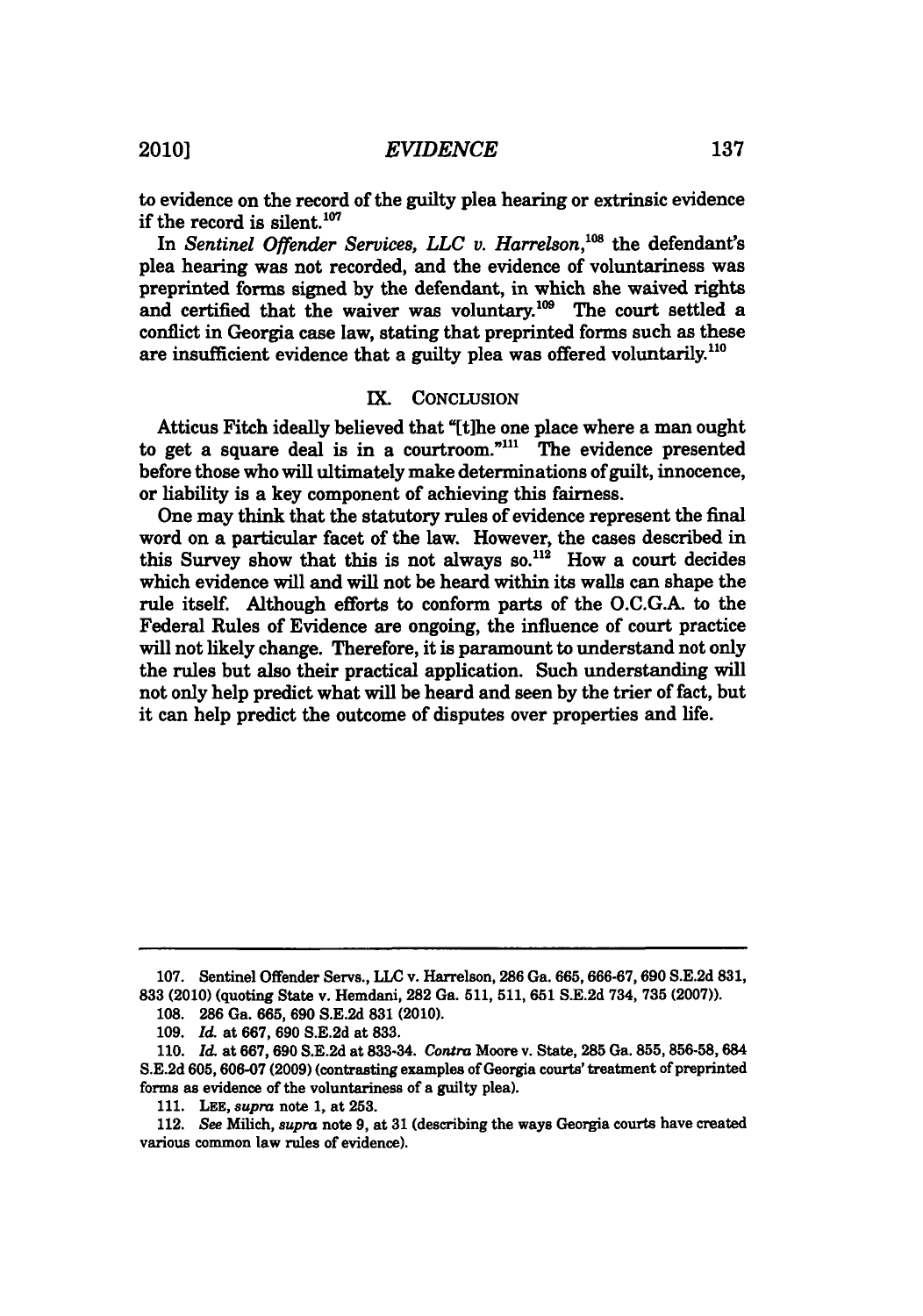to evidence on the record of the guilty plea hearing or extrinsic evidence if the record is silent.[107]

In *Sentinel Offender Services, LLC v. Harrelson*,[108] the defendant's plea hearing was not recorded, and the evidence of voluntariness was preprinted forms signed by the defendant, in which she waived rights and certified that the waiver was voluntary.[109] The court settled a conflict in Georgia case law, stating that preprinted forms such as these are insufficient evidence that a guilty plea was offered voluntarily.[110]

## IX. CONCLUSION

Atticus Fitch ideally believed that "[t]he one place where a man ought to get a square deal is in a courtroom."[111] The evidence presented before those who will ultimately make determinations of guilt, innocence, or liability is a key component of achieving this fairness.

One may think that the statutory rules of evidence represent the final word on a particular facet of the law. However, the cases described in this Survey show that this is not always so.[112] How a court decides which evidence will and will not be heard within its walls can shape the rule itself. Although efforts to conform parts of the O.C.G.A. to the Federal Rules of Evidence are ongoing, the influence of court practice will not likely change. Therefore, it is paramount to understand not only the rules but also their practical application. Such understanding will not only help predict what will be heard and seen by the trier of fact, but it can help predict the outcome of disputes over properties and life.

---

107. Sentinel Offender Servs., LLC v. Harrelson, 286 Ga. 665, 666-67, 690 S.E.2d 831, 833 (2010) (quoting State v. Hemdani, 282 Ga. 511, 511, 651 S.E.2d 734, 735 (2007)).

108. 286 Ga. 665, 690 S.E.2d 831 (2010).

109. *Id.* at 667, 690 S.E.2d at 833.

110. *Id.* at 667, 690 S.E.2d at 833-34. *Contra* Moore v. State, 285 Ga. 855, 856-58, 684 S.E.2d 605, 606-07 (2009) (contrasting examples of Georgia courts' treatment of preprinted forms as evidence of the voluntariness of a guilty plea).

111. LEE, *supra* note 1, at 253.

112. *See* Milich, *supra* note 9, at 31 (describing the ways Georgia courts have created various common law rules of evidence).